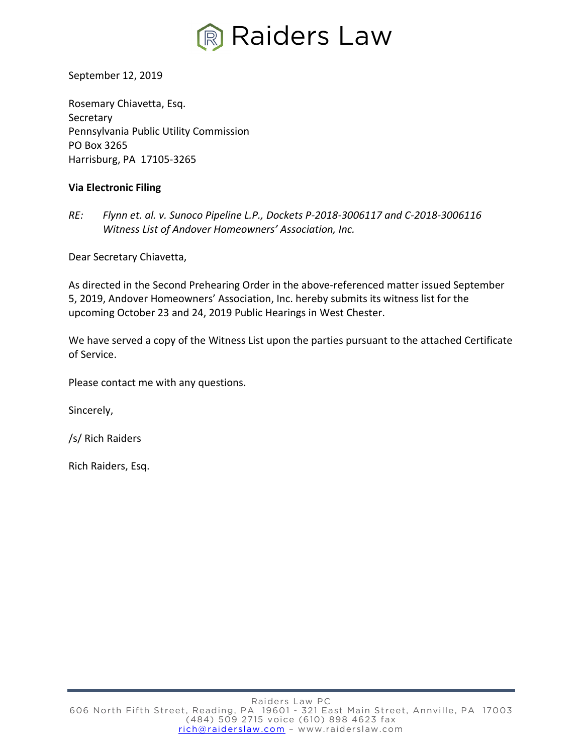# Raiders Law

September 12, 2019

Rosemary Chiavetta, Esq.
Secretary
Pennsylvania Public Utility Commission
PO Box 3265
Harrisburg, PA 17105-3265

**Via Electronic Filing**

*RE: Flynn et. al. v. Sunoco Pipeline L.P., Dockets P-2018-3006117 and C-2018-3006116*
*Witness List of Andover Homeowners' Association, Inc.*

Dear Secretary Chiavetta,

As directed in the Second Prehearing Order in the above-referenced matter issued September 5, 2019, Andover Homeowners' Association, Inc. hereby submits its witness list for the upcoming October 23 and 24, 2019 Public Hearings in West Chester.

We have served a copy of the Witness List upon the parties pursuant to the attached Certificate of Service.

Please contact me with any questions.

Sincerely,

/s/ Rich Raiders

Rich Raiders, Esq.

Raiders Law PC
606 North Fifth Street, Reading, PA 19601 - 321 East Main Street, Annville, PA 17003
(484) 509 2715 voice (610) 898 4623 fax
rich@raiderslaw.com – www.raiderslaw.com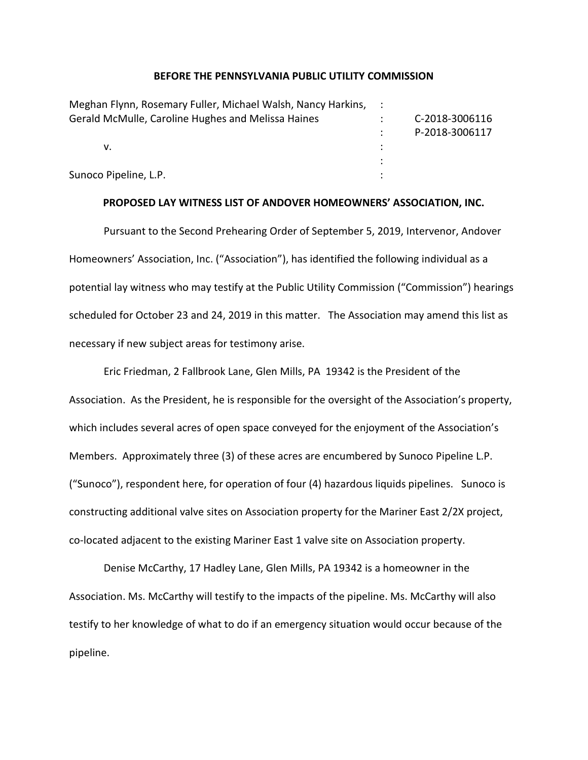**BEFORE THE PENNSYLVANIA PUBLIC UTILITY COMMISSION**

| | | |
|---|---|---|
| Meghan Flynn, Rosemary Fuller, Michael Walsh, Nancy Harkins, | : | |
| Gerald McMulle, Caroline Hughes and Melissa Haines | : | C-2018-3006116 |
| | : | P-2018-3006117 |
| v. | : | |
| | : | |
| Sunoco Pipeline, L.P. | : | |

**PROPOSED LAY WITNESS LIST OF ANDOVER HOMEOWNERS' ASSOCIATION, INC.**

Pursuant to the Second Prehearing Order of September 5, 2019, Intervenor, Andover Homeowners' Association, Inc. ("Association"), has identified the following individual as a potential lay witness who may testify at the Public Utility Commission ("Commission") hearings scheduled for October 23 and 24, 2019 in this matter. The Association may amend this list as necessary if new subject areas for testimony arise.

Eric Friedman, 2 Fallbrook Lane, Glen Mills, PA 19342 is the President of the Association. As the President, he is responsible for the oversight of the Association's property, which includes several acres of open space conveyed for the enjoyment of the Association's Members. Approximately three (3) of these acres are encumbered by Sunoco Pipeline L.P. ("Sunoco"), respondent here, for operation of four (4) hazardous liquids pipelines. Sunoco is constructing additional valve sites on Association property for the Mariner East 2/2X project, co-located adjacent to the existing Mariner East 1 valve site on Association property.

Denise McCarthy, 17 Hadley Lane, Glen Mills, PA 19342 is a homeowner in the Association. Ms. McCarthy will testify to the impacts of the pipeline. Ms. McCarthy will also testify to her knowledge of what to do if an emergency situation would occur because of the pipeline.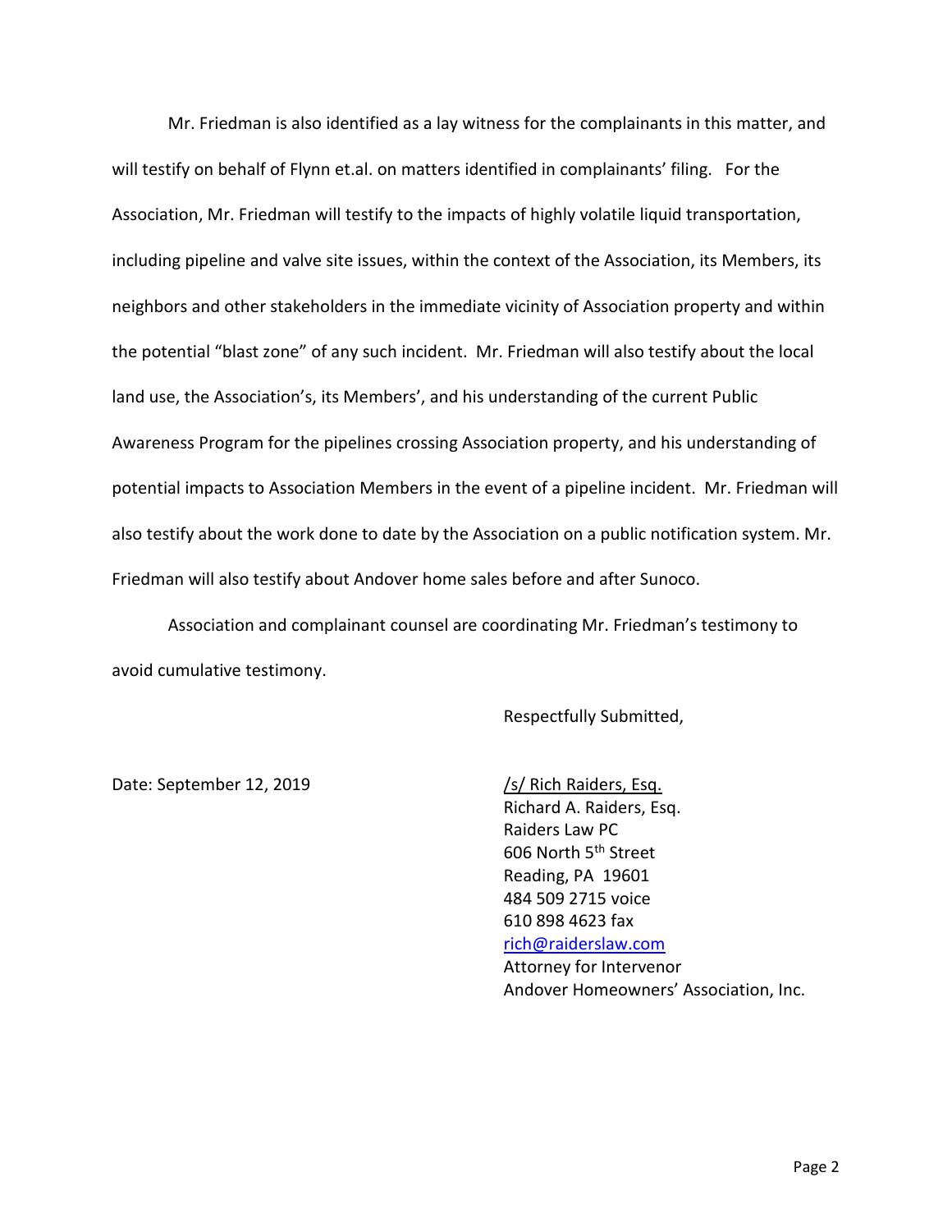Mr. Friedman is also identified as a lay witness for the complainants in this matter, and will testify on behalf of Flynn et.al. on matters identified in complainants' filing. For the Association, Mr. Friedman will testify to the impacts of highly volatile liquid transportation, including pipeline and valve site issues, within the context of the Association, its Members, its neighbors and other stakeholders in the immediate vicinity of Association property and within the potential "blast zone" of any such incident. Mr. Friedman will also testify about the local land use, the Association's, its Members', and his understanding of the current Public Awareness Program for the pipelines crossing Association property, and his understanding of potential impacts to Association Members in the event of a pipeline incident. Mr. Friedman will also testify about the work done to date by the Association on a public notification system. Mr. Friedman will also testify about Andover home sales before and after Sunoco.

Association and complainant counsel are coordinating Mr. Friedman's testimony to avoid cumulative testimony.

Respectfully Submitted,

Date: September 12, 2019

/s/ Rich Raiders, Esq.
Richard A. Raiders, Esq.
Raiders Law PC
606 North 5th Street
Reading, PA 19601
484 509 2715 voice
610 898 4623 fax
rich@raiderslaw.com
Attorney for Intervenor
Andover Homeowners' Association, Inc.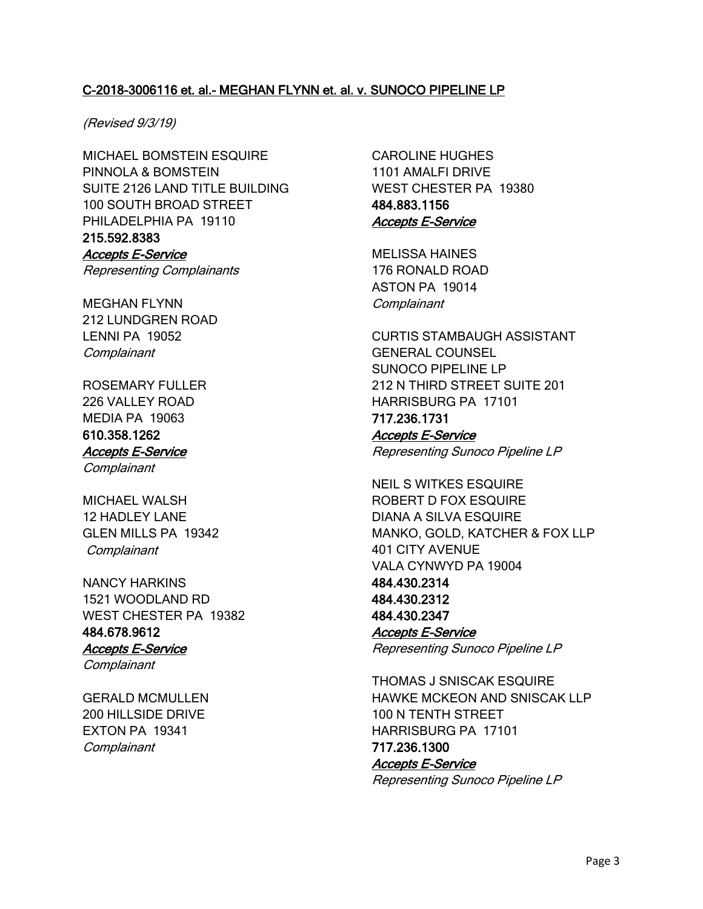**C-2018-3006116 et. al.- MEGHAN FLYNN et. al. v. SUNOCO PIPELINE LP**

*(Revised 9/3/19)*

MICHAEL BOMSTEIN ESQUIRE
PINNOLA & BOMSTEIN
SUITE 2126 LAND TITLE BUILDING
100 SOUTH BROAD STREET
PHILADELPHIA PA 19110
**215.592.8383**
***Accepts E-Service***
*Representing Complainants*

MEGHAN FLYNN
212 LUNDGREN ROAD
LENNI PA 19052
*Complainant*

ROSEMARY FULLER
226 VALLEY ROAD
MEDIA PA 19063
**610.358.1262**
***Accepts E-Service***
*Complainant*

MICHAEL WALSH
12 HADLEY LANE
GLEN MILLS PA 19342
*Complainant*

NANCY HARKINS
1521 WOODLAND RD
WEST CHESTER PA 19382
**484.678.9612**
***Accepts E-Service***
*Complainant*

GERALD MCMULLEN
200 HILLSIDE DRIVE
EXTON PA 19341
*Complainant*

CAROLINE HUGHES
1101 AMALFI DRIVE
WEST CHESTER PA 19380
**484.883.1156**
***Accepts E-Service***

MELISSA HAINES
176 RONALD ROAD
ASTON PA 19014
*Complainant*

CURTIS STAMBAUGH ASSISTANT GENERAL COUNSEL
SUNOCO PIPELINE LP
212 N THIRD STREET SUITE 201
HARRISBURG PA 17101
**717.236.1731**
***Accepts E-Service***
*Representing Sunoco Pipeline LP*

NEIL S WITKES ESQUIRE
ROBERT D FOX ESQUIRE
DIANA A SILVA ESQUIRE
MANKO, GOLD, KATCHER & FOX LLP
401 CITY AVENUE
VALA CYNWYD PA 19004
**484.430.2314**
**484.430.2312**
**484.430.2347**
***Accepts E-Service***
*Representing Sunoco Pipeline LP*

THOMAS J SNISCAK ESQUIRE
HAWKE MCKEON AND SNISCAK LLP
100 N TENTH STREET
HARRISBURG PA 17101
**717.236.1300**
***Accepts E-Service***
*Representing Sunoco Pipeline LP*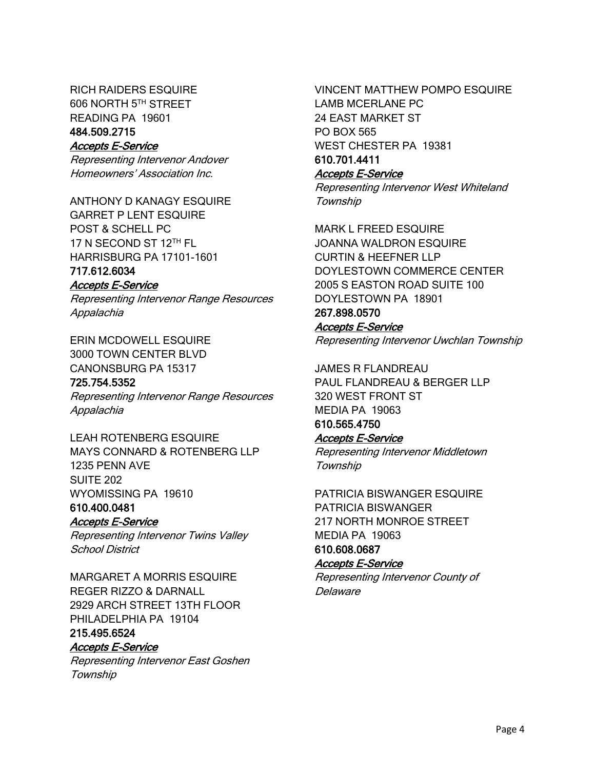RICH RAIDERS ESQUIRE
606 NORTH 5TH STREET
READING PA 19601
**484.509.2715**
***Accepts E-Service***
*Representing Intervenor Andover Homeowners' Association Inc.*

ANTHONY D KANAGY ESQUIRE
GARRET P LENT ESQUIRE
POST & SCHELL PC
17 N SECOND ST 12TH FL
HARRISBURG PA 17101-1601
**717.612.6034**
***Accepts E-Service***
*Representing Intervenor Range Resources Appalachia*

ERIN MCDOWELL ESQUIRE
3000 TOWN CENTER BLVD
CANONSBURG PA 15317
**725.754.5352**
*Representing Intervenor Range Resources Appalachia*

LEAH ROTENBERG ESQUIRE
MAYS CONNARD & ROTENBERG LLP
1235 PENN AVE
SUITE 202
WYOMISSING PA 19610
**610.400.0481**
***Accepts E-Service***
*Representing Intervenor Twins Valley School District*

MARGARET A MORRIS ESQUIRE
REGER RIZZO & DARNALL
2929 ARCH STREET 13TH FLOOR
PHILADELPHIA PA 19104
**215.495.6524**
***Accepts E-Service***
*Representing Intervenor East Goshen Township*

VINCENT MATTHEW POMPO ESQUIRE
LAMB MCERLANE PC
24 EAST MARKET ST
PO BOX 565
WEST CHESTER PA 19381
**610.701.4411**
***Accepts E-Service***
*Representing Intervenor West Whiteland Township*

MARK L FREED ESQUIRE
JOANNA WALDRON ESQUIRE
CURTIN & HEEFNER LLP
DOYLESTOWN COMMERCE CENTER
2005 S EASTON ROAD SUITE 100
DOYLESTOWN PA 18901
**267.898.0570**
***Accepts E-Service***
*Representing Intervenor Uwchlan Township*

JAMES R FLANDREAU
PAUL FLANDREAU & BERGER LLP
320 WEST FRONT ST
MEDIA PA 19063
**610.565.4750**
***Accepts E-Service***
*Representing Intervenor Middletown Township*

PATRICIA BISWANGER ESQUIRE
PATRICIA BISWANGER
217 NORTH MONROE STREET
MEDIA PA 19063
**610.608.0687**
***Accepts E-Service***
*Representing Intervenor County of Delaware*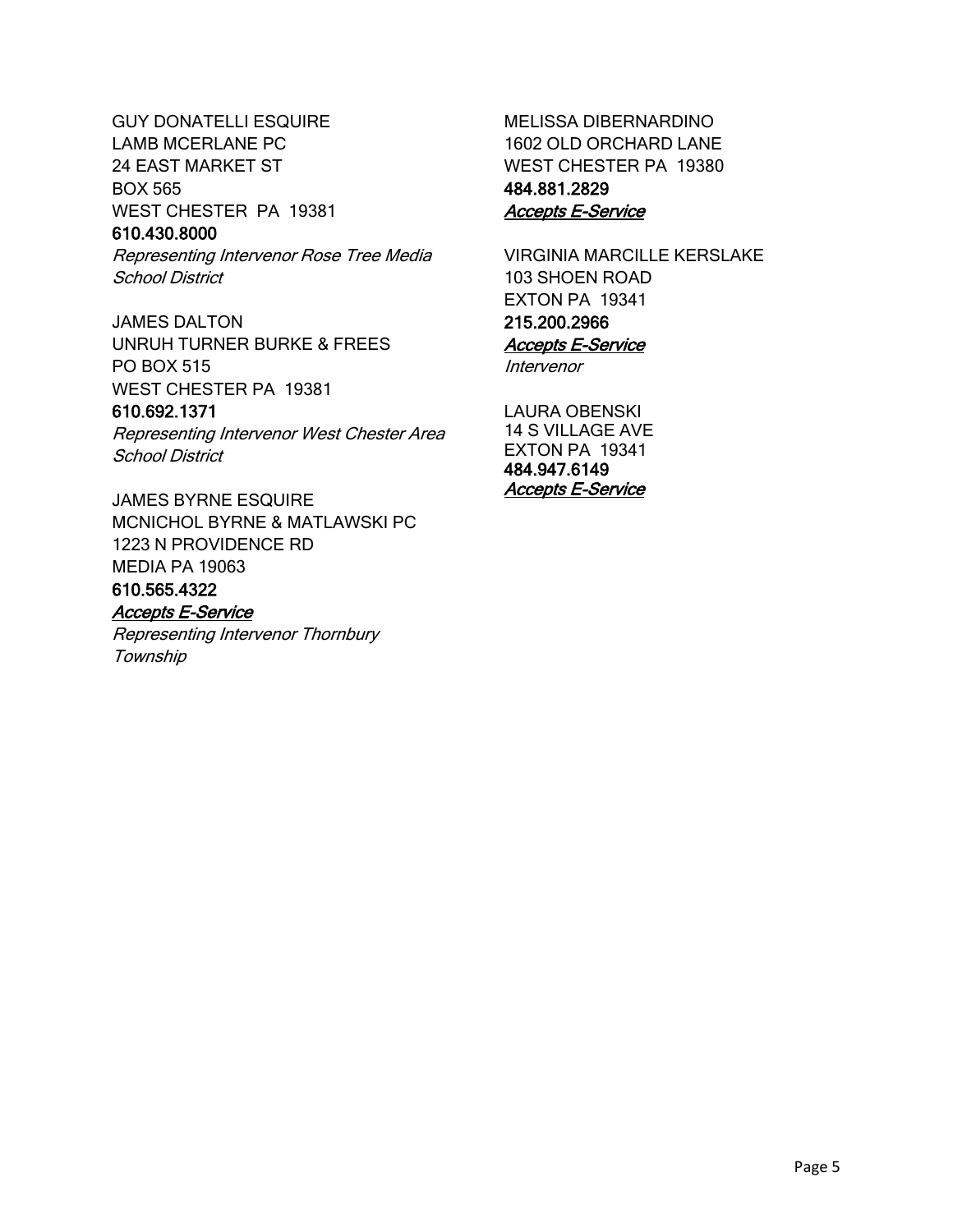GUY DONATELLI ESQUIRE
LAMB MCERLANE PC
24 EAST MARKET ST
BOX 565
WEST CHESTER PA 19381
**610.430.8000**
*Representing Intervenor Rose Tree Media School District*

JAMES DALTON
UNRUH TURNER BURKE & FREES
PO BOX 515
WEST CHESTER PA 19381
**610.692.1371**
*Representing Intervenor West Chester Area School District*

JAMES BYRNE ESQUIRE
MCNICHOL BYRNE & MATLAWSKI PC
1223 N PROVIDENCE RD
MEDIA PA 19063
**610.565.4322**
***Accepts E-Service***
*Representing Intervenor Thornbury Township*

MELISSA DIBERNARDINO
1602 OLD ORCHARD LANE
WEST CHESTER PA 19380
**484.881.2829**
***Accepts E-Service***

VIRGINIA MARCILLE KERSLAKE
103 SHOEN ROAD
EXTON PA 19341
**215.200.2966**
***Accepts E-Service***
*Intervenor*

LAURA OBENSKI
14 S VILLAGE AVE
EXTON PA 19341
**484.947.6149**
***Accepts E-Service***